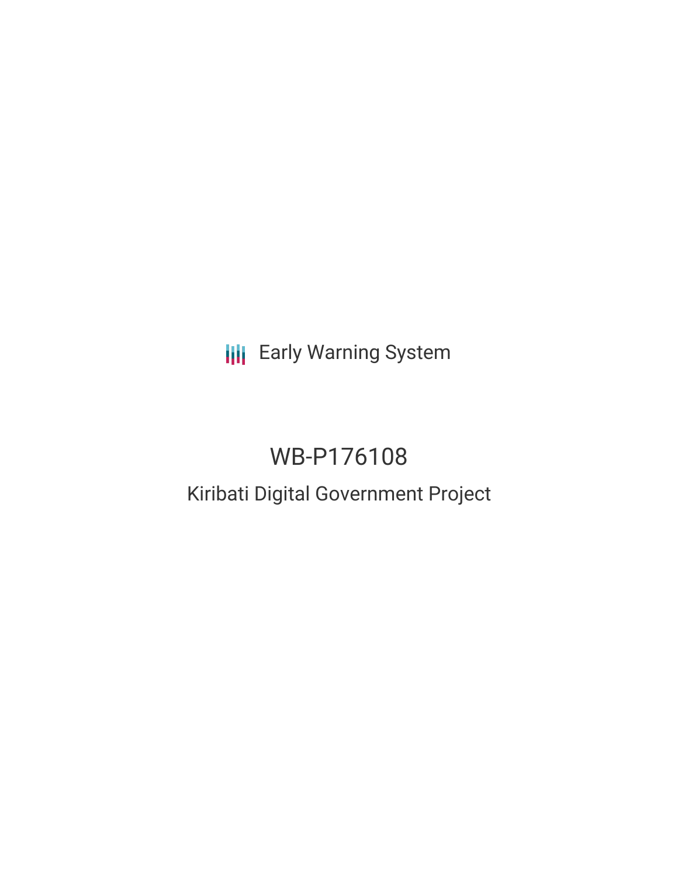Early Warning System

# WB-P176108

## Kiribati Digital Government Project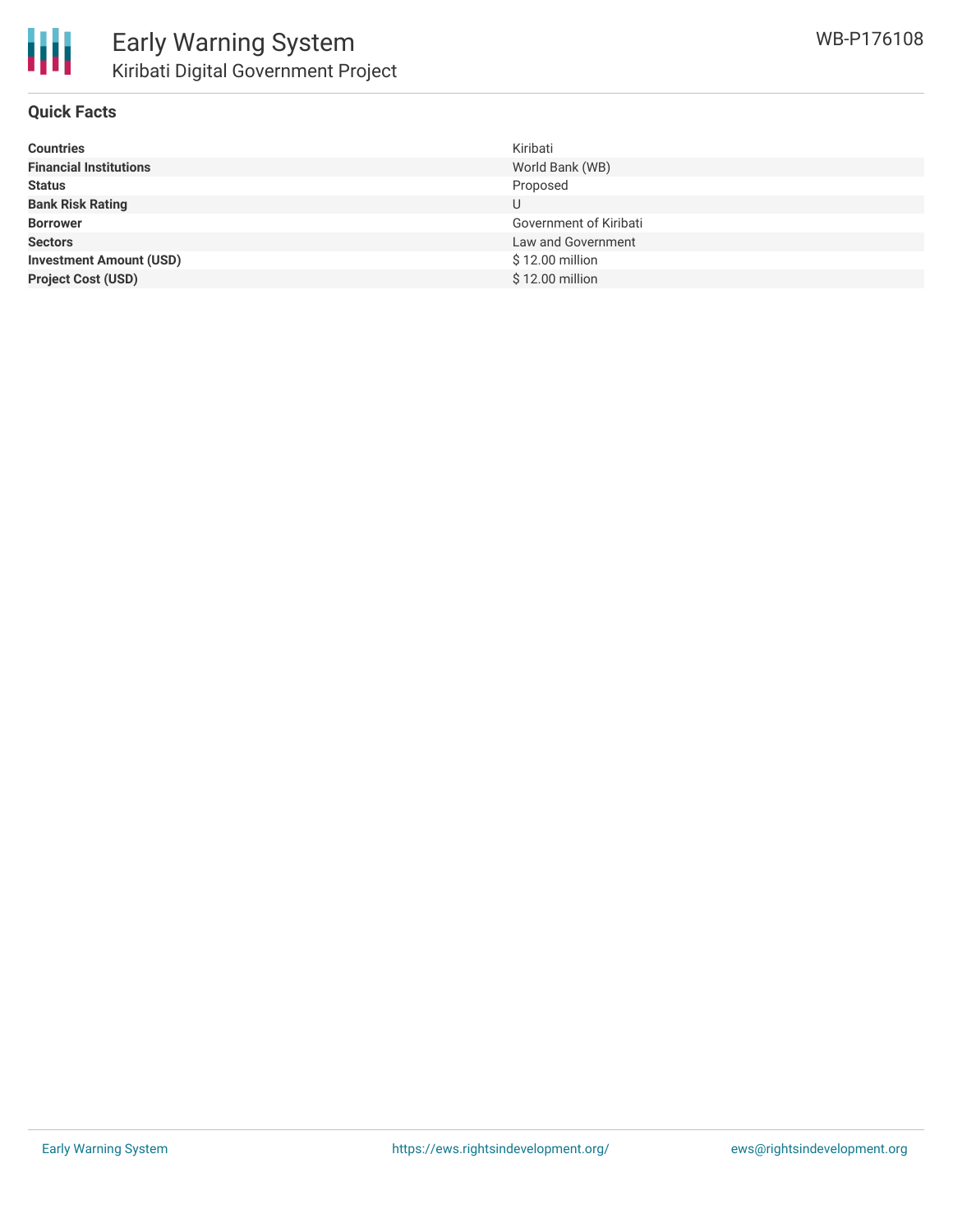## Quick Facts

| | |
|---|---|
| **Countries** | Kiribati |
| **Financial Institutions** | World Bank (WB) |
| **Status** | Proposed |
| **Bank Risk Rating** | U |
| **Borrower** | Government of Kiribati |
| **Sectors** | Law and Government |
| **Investment Amount (USD)** | $ 12.00 million |
| **Project Cost (USD)** | $ 12.00 million |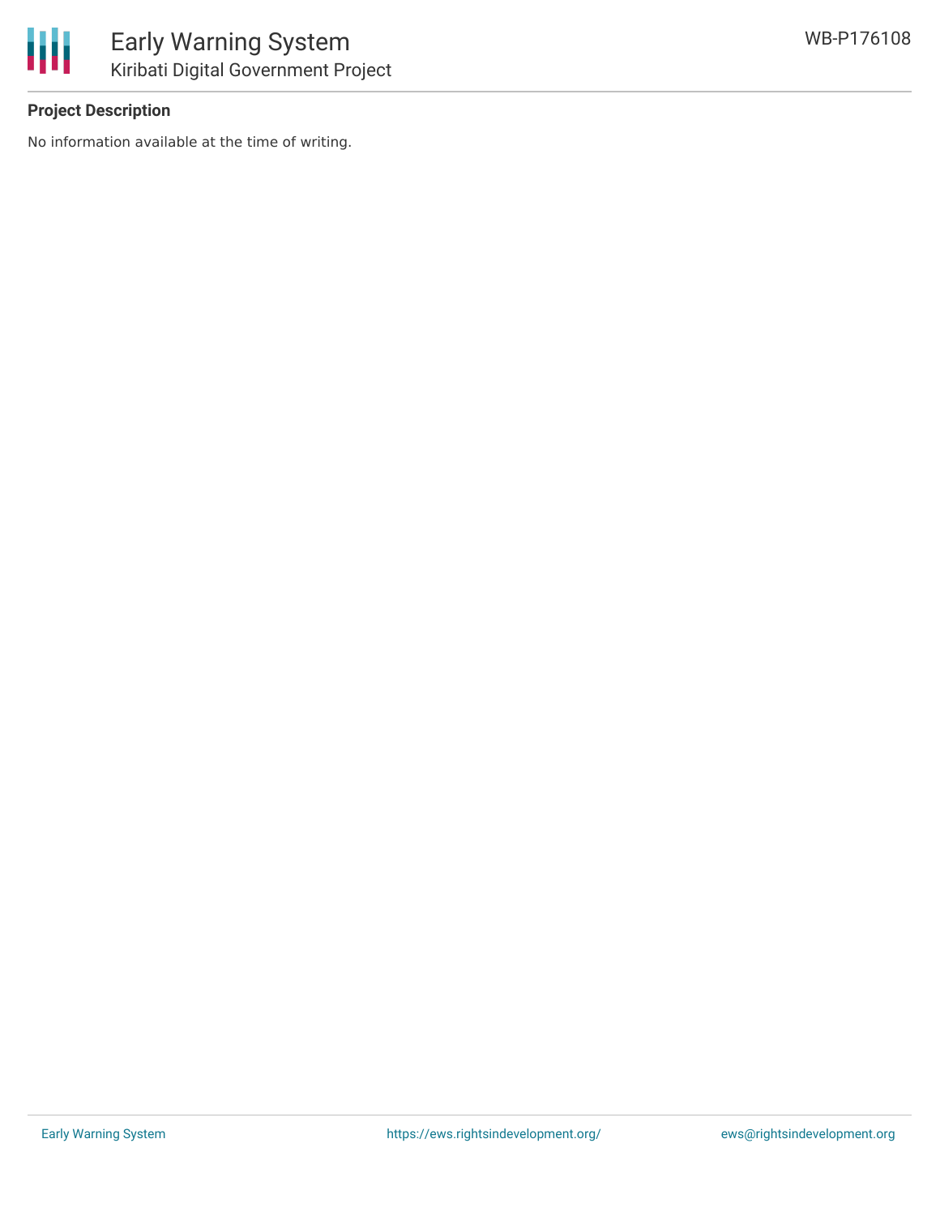## Project Description

No information available at the time of writing.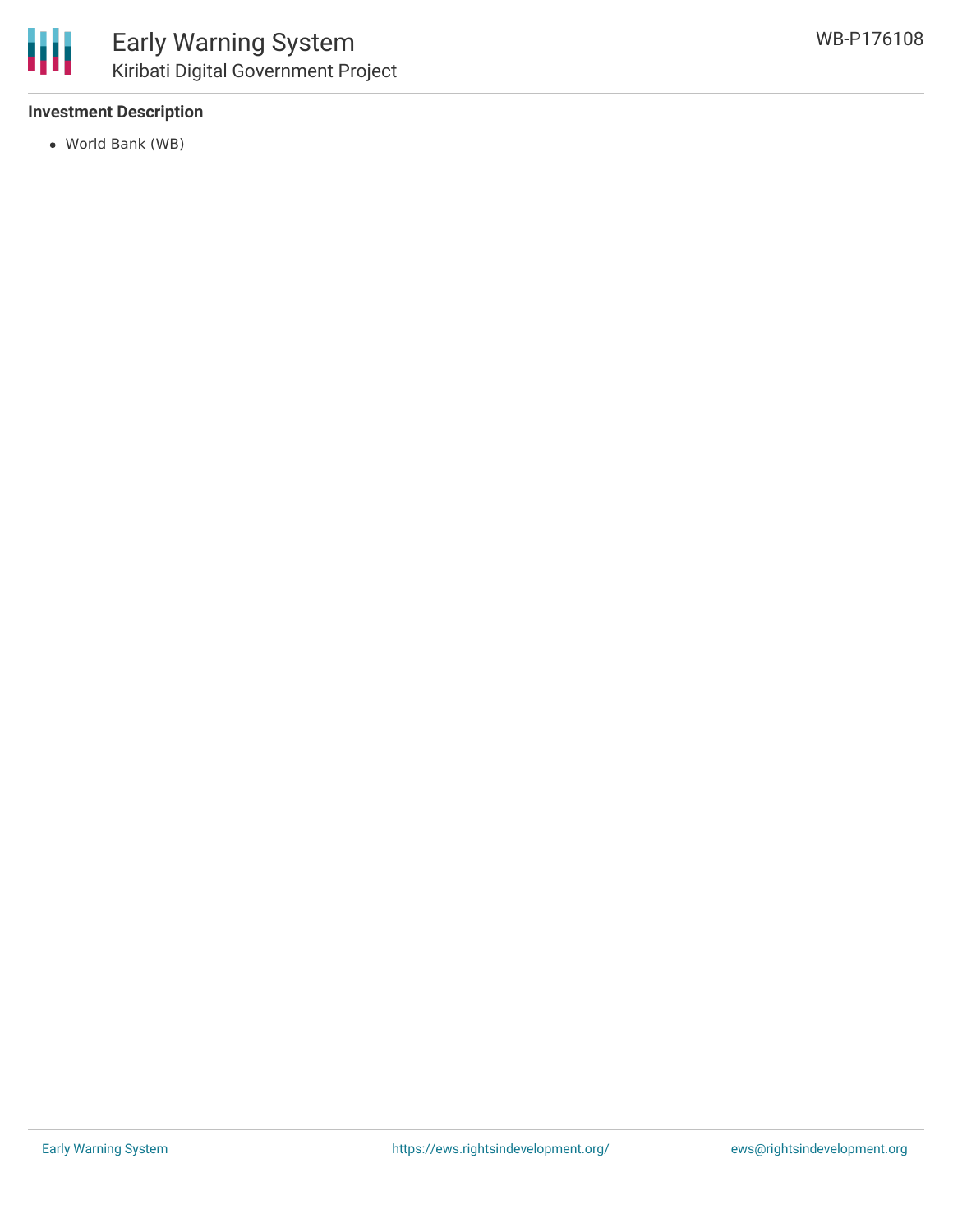### Investment Description

- World Bank (WB)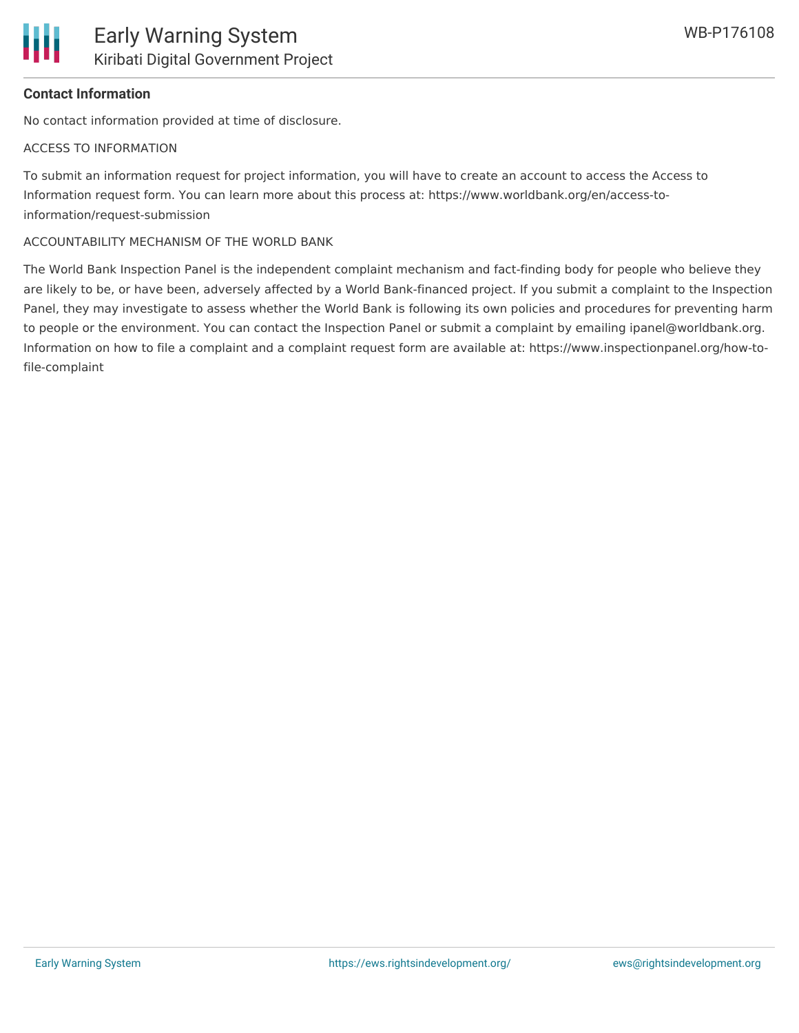**Contact Information**

No contact information provided at time of disclosure.

ACCESS TO INFORMATION

To submit an information request for project information, you will have to create an account to access the Access to Information request form. You can learn more about this process at: https://www.worldbank.org/en/access-to-information/request-submission

ACCOUNTABILITY MECHANISM OF THE WORLD BANK

The World Bank Inspection Panel is the independent complaint mechanism and fact-finding body for people who believe they are likely to be, or have been, adversely affected by a World Bank-financed project. If you submit a complaint to the Inspection Panel, they may investigate to assess whether the World Bank is following its own policies and procedures for preventing harm to people or the environment. You can contact the Inspection Panel or submit a complaint by emailing ipanel@worldbank.org. Information on how to file a complaint and a complaint request form are available at: https://www.inspectionpanel.org/how-to-file-complaint